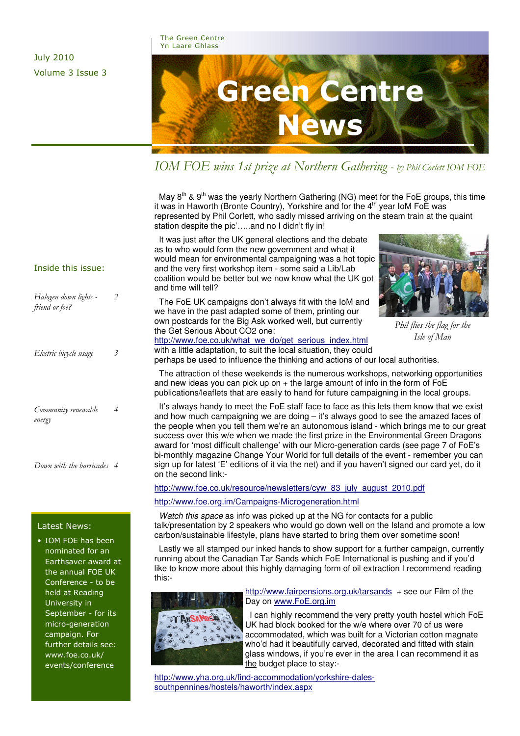The Green Centre
Yn Laare Ghlass

July 2010
Volume 3 Issue 3

# Green Centre News

## *IOM FOE wins 1st prize at Northern Gathering - by Phil Corlett IOM FOE*

May 8th & 9th was the yearly Northern Gathering (NG) meet for the FoE groups, this time it was in Haworth (Bronte Country), Yorkshire and for the 4th year IoM FoE was represented by Phil Corlett, who sadly missed arriving on the steam train at the quaint station despite the pic'…..and no I didn't fly in!

It was just after the UK general elections and the debate as to who would form the new government and what it would mean for environmental campaigning was a hot topic and the very first workshop item - some said a Lib/Lab coalition would be better but we now know what the UK got and time will tell?

*Phil flies the flag for the Isle of Man*

The FoE UK campaigns don't always fit with the IoM and we have in the past adapted some of them, printing our own postcards for the Big Ask worked well, but currently the Get Serious About CO2 one: http://www.foe.co.uk/what_we_do/get_serious_index.html with a little adaptation, to suit the local situation, they could perhaps be used to influence the thinking and actions of our local authorities.

The attraction of these weekends is the numerous workshops, networking opportunities and new ideas you can pick up on + the large amount of info in the form of FoE publications/leaflets that are easily to hand for future campaigning in the local groups.

It's always handy to meet the FoE staff face to face as this lets them know that we exist and how much campaigning we are doing – it's always good to see the amazed faces of the people when you tell them we're an autonomous island - which brings me to our great success over this w/e when we made the first prize in the Environmental Green Dragons award for 'most difficult challenge' with our Micro-generation cards (see page 7 of FoE's bi-monthly magazine Change Your World for full details of the event - remember you can sign up for latest 'E' editions of it via the net) and if you haven't signed our card yet, do it on the second link:-

http://www.foe.co.uk/resource/newsletters/cyw_83_july_august_2010.pdf

http://www.foe.org.im/Campaigns-Microgeneration.html

*Watch this space* as info was picked up at the NG for contacts for a public talk/presentation by 2 speakers who would go down well on the Island and promote a low carbon/sustainable lifestyle, plans have started to bring them over sometime soon!

Lastly we all stamped our inked hands to show support for a further campaign, currently running about the Canadian Tar Sands which FoE International is pushing and if you'd like to know more about this highly damaging form of oil extraction I recommend reading this:-

http://www.fairpensions.org.uk/tarsands + see our Film of the Day on www.FoE.org.im

I can highly recommend the very pretty youth hostel which FoE UK had block booked for the w/e where over 70 of us were accommodated, which was built for a Victorian cotton magnate who'd had it beautifully carved, decorated and fitted with stain glass windows, if you're ever in the area I can recommend it as the budget place to stay:-

http://www.yha.org.uk/find-accommodation/yorkshire-dales-southpennines/hostels/haworth/index.aspx

### Inside this issue:

| | |
|---|---|
| *Halogen down lights - friend or foe?* | 2 |
| *Electric bicycle usage* | 3 |
| *Community renewable energy* | 4 |
| *Down with the barricades* | 4 |

### Latest News:

- IOM FOE has been nominated for an Earthsaver award at the annual FOE UK Conference - to be held at Reading University in September - for its micro-generation campaign. For further details see: www.foe.co.uk/events/conference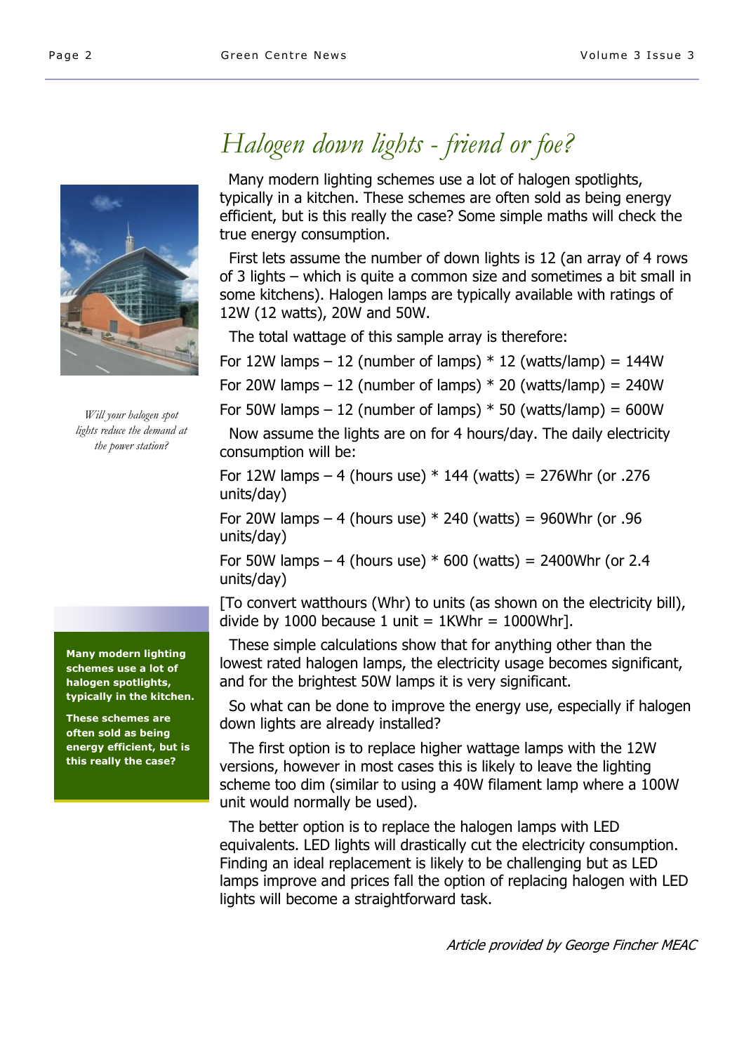# Halogen down lights - friend or foe?

*Will your halogen spot lights reduce the demand at the power station?*

Many modern lighting schemes use a lot of halogen spotlights, typically in a kitchen. These schemes are often sold as being energy efficient, but is this really the case? Some simple maths will check the true energy consumption.

First lets assume the number of down lights is 12 (an array of 4 rows of 3 lights – which is quite a common size and sometimes a bit small in some kitchens). Halogen lamps are typically available with ratings of 12W (12 watts), 20W and 50W.

The total wattage of this sample array is therefore:

For 12W lamps – 12 (number of lamps) * 12 (watts/lamp) = 144W

For 20W lamps – 12 (number of lamps) * 20 (watts/lamp) = 240W

For 50W lamps – 12 (number of lamps) * 50 (watts/lamp) = 600W

Now assume the lights are on for 4 hours/day. The daily electricity consumption will be:

For 12W lamps – 4 (hours use) * 144 (watts) = 276Whr (or .276 units/day)

For 20W lamps – 4 (hours use) * 240 (watts) = 960Whr (or .96 units/day)

For 50W lamps – 4 (hours use) * 600 (watts) = 2400Whr (or 2.4 units/day)

[To convert watthours (Whr) to units (as shown on the electricity bill), divide by 1000 because 1 unit = 1KWhr = 1000Whr].

These simple calculations show that for anything other than the lowest rated halogen lamps, the electricity usage becomes significant, and for the brightest 50W lamps it is very significant.

**Many modern lighting schemes use a lot of halogen spotlights, typically in the kitchen.**

**These schemes are often sold as being energy efficient, but is this really the case?**

So what can be done to improve the energy use, especially if halogen down lights are already installed?

The first option is to replace higher wattage lamps with the 12W versions, however in most cases this is likely to leave the lighting scheme too dim (similar to using a 40W filament lamp where a 100W unit would normally be used).

The better option is to replace the halogen lamps with LED equivalents. LED lights will drastically cut the electricity consumption. Finding an ideal replacement is likely to be challenging but as LED lamps improve and prices fall the option of replacing halogen with LED lights will become a straightforward task.

*Article provided by George Fincher MEAC*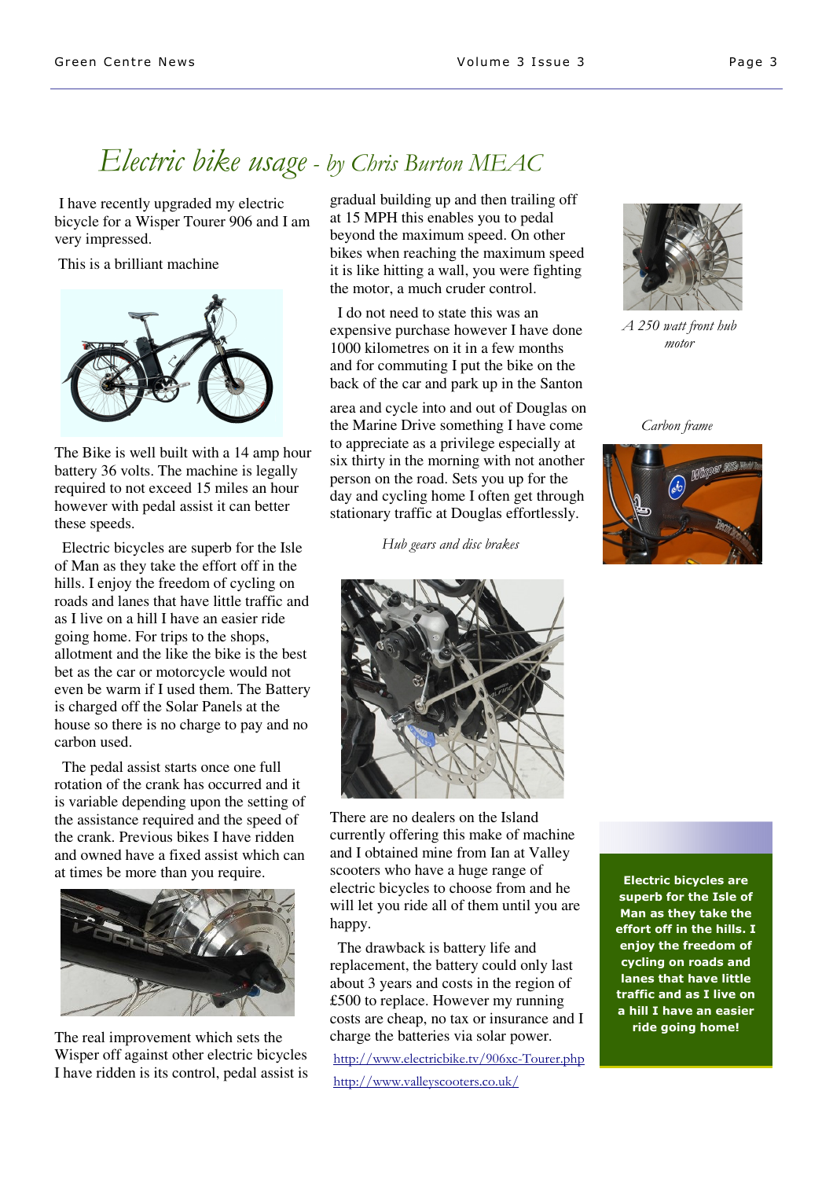# *Electric bike usage - by Chris Burton MEAC*

I have recently upgraded my electric bicycle for a Wisper Tourer 906 and I am very impressed.

This is a brilliant machine

The Bike is well built with a 14 amp hour battery 36 volts. The machine is legally required to not exceed 15 miles an hour however with pedal assist it can better these speeds.

Electric bicycles are superb for the Isle of Man as they take the effort off in the hills. I enjoy the freedom of cycling on roads and lanes that have little traffic and as I live on a hill I have an easier ride going home. For trips to the shops, allotment and the like the bike is the best bet as the car or motorcycle would not even be warm if I used them. The Battery is charged off the Solar Panels at the house so there is no charge to pay and no carbon used.

The pedal assist starts once one full rotation of the crank has occurred and it is variable depending upon the setting of the assistance required and the speed of the crank. Previous bikes I have ridden and owned have a fixed assist which can at times be more than you require.

The real improvement which sets the Wisper off against other electric bicycles I have ridden is its control, pedal assist is gradual building up and then trailing off at 15 MPH this enables you to pedal beyond the maximum speed. On other bikes when reaching the maximum speed it is like hitting a wall, you were fighting the motor, a much cruder control.

I do not need to state this was an expensive purchase however I have done 1000 kilometres on it in a few months and for commuting I put the bike on the back of the car and park up in the Santon area and cycle into and out of Douglas on the Marine Drive something I have come to appreciate as a privilege especially at six thirty in the morning with not another person on the road. Sets you up for the day and cycling home I often get through stationary traffic at Douglas effortlessly.

*Hub gears and disc brakes*

There are no dealers on the Island currently offering this make of machine and I obtained mine from Ian at Valley scooters who have a huge range of electric bicycles to choose from and he will let you ride all of them until you are happy.

The drawback is battery life and replacement, the battery could only last about 3 years and costs in the region of £500 to replace. However my running costs are cheap, no tax or insurance and I charge the batteries via solar power.

http://www.electricbike.tv/906xc-Tourer.php

http://www.valleyscooters.co.uk/

*A 250 watt front hub motor*

*Carbon frame*

**Electric bicycles are superb for the Isle of Man as they take the effort off in the hills. I enjoy the freedom of cycling on roads and lanes that have little traffic and as I live on a hill I have an easier ride going home!**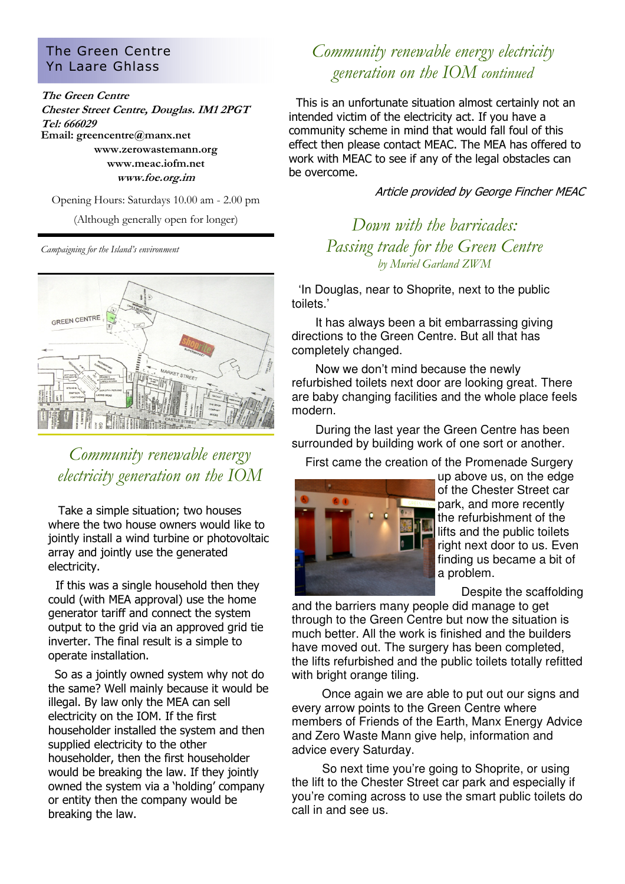## The Green Centre
## Yn Laare Ghlass

***The Green Centre***
***Chester Street Centre, Douglas. IM1 2PGT***
***Tel: 666029***
**Email: greencentre@manx.net**
**www.zerowastemann.org**
**www.meac.iofm.net**
***www.foe.org.im***

Opening Hours: Saturdays 10.00 am - 2.00 pm

(Although generally open for longer)

*Campaigning for the Island's environment*

GREEN CENTRE

shoprite

MARKET STREET

CASTLE STREET

## *Community renewable energy electricity generation on the IOM*

Take a simple situation; two houses where the two house owners would like to jointly install a wind turbine or photovoltaic array and jointly use the generated electricity.

If this was a single household then they could (with MEA approval) use the home generator tariff and connect the system output to the grid via an approved grid tie inverter. The final result is a simple to operate installation.

So as a jointly owned system why not do the same? Well mainly because it would be illegal. By law only the MEA can sell electricity on the IOM. If the first householder installed the system and then supplied electricity to the other householder, then the first householder would be breaking the law. If they jointly owned the system via a 'holding' company or entity then the company would be breaking the law.

## *Community renewable energy electricity generation on the IOM continued*

This is an unfortunate situation almost certainly not an intended victim of the electricity act. If you have a community scheme in mind that would fall foul of this effect then please contact MEAC. The MEA has offered to work with MEAC to see if any of the legal obstacles can be overcome.

*Article provided by George Fincher MEAC*

## *Down with the barricades: Passing trade for the Green Centre*

*by Muriel Garland ZWM*

'In Douglas, near to Shoprite, next to the public toilets.'

It has always been a bit embarrassing giving directions to the Green Centre. But all that has completely changed.

Now we don't mind because the newly refurbished toilets next door are looking great. There are baby changing facilities and the whole place feels modern.

During the last year the Green Centre has been surrounded by building work of one sort or another.

First came the creation of the Promenade Surgery up above us, on the edge of the Chester Street car park, and more recently the refurbishment of the lifts and the public toilets right next door to us. Even finding us became a bit of a problem.

Despite the scaffolding and the barriers many people did manage to get through to the Green Centre but now the situation is much better. All the work is finished and the builders have moved out. The surgery has been completed, the lifts refurbished and the public toilets totally refitted with bright orange tiling.

Once again we are able to put out our signs and every arrow points to the Green Centre where members of Friends of the Earth, Manx Energy Advice and Zero Waste Mann give help, information and advice every Saturday.

So next time you're going to Shoprite, or using the lift to the Chester Street car park and especially if you're coming across to use the smart public toilets do call in and see us.